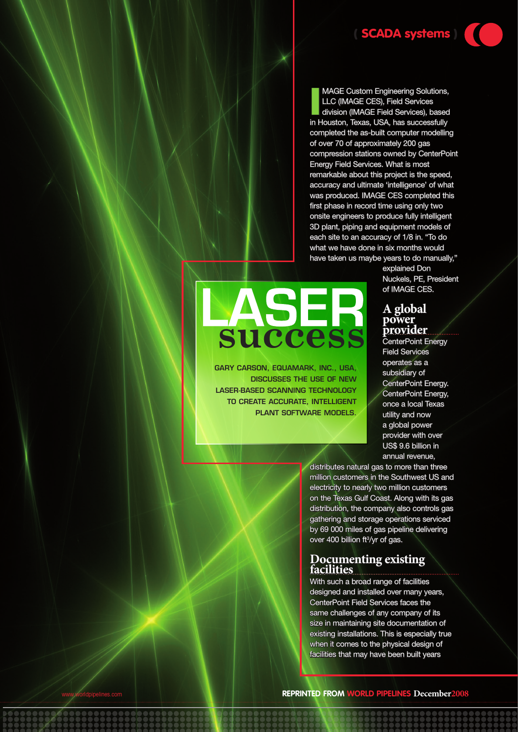# LASER success

**GARY CARSON, EQUAMARK, INC., USA, DISCUSSES THE USE OF NEW LASER-BASED SCANNING TECHNOLOGY TO CREATE ACCURATE, INTELLIGENT PLANT SOFTWARE MODELS.**

IMAGE Custom Engineering Solutions, LLC (IMAGE CES), Field Services division (IMAGE Field Services), based in Houston, Texas, USA, has successfully completed the as-built computer modelling of over 70 of approximately 200 gas compression stations owned by CenterPoint Energy Field Services. What is most remarkable about this project is the speed, accuracy and ultimate 'intelligence' of what was produced. IMAGE CES completed this first phase in record time using only two onsite engineers to produce fully intelligent 3D plant, piping and equipment models of each site to an accuracy of 1/8 in. "To do what we have done in six months would have taken us maybe years to do manually," explained Don Nuckels, PE, President of IMAGE CES.

## A global power provider

CenterPoint Energy Field Services operates as a subsidiary of CenterPoint Energy. CenterPoint Energy, once a local Texas utility and now a global power provider with over US$ 9.6 billion in annual revenue, distributes natural gas to more than three million customers in the Southwest US and electricity to nearly two million customers on the Texas Gulf Coast. Along with its gas distribution, the company also controls gas gathering and storage operations serviced by 69 000 miles of gas pipeline delivering over 400 billion ft$^3$/yr of gas.

## Documenting existing facilities

With such a broad range of facilities designed and installed over many years, CenterPoint Field Services faces the same challenges of any company of its size in maintaining site documentation of existing installations. This is especially true when it comes to the physical design of facilities that may have been built years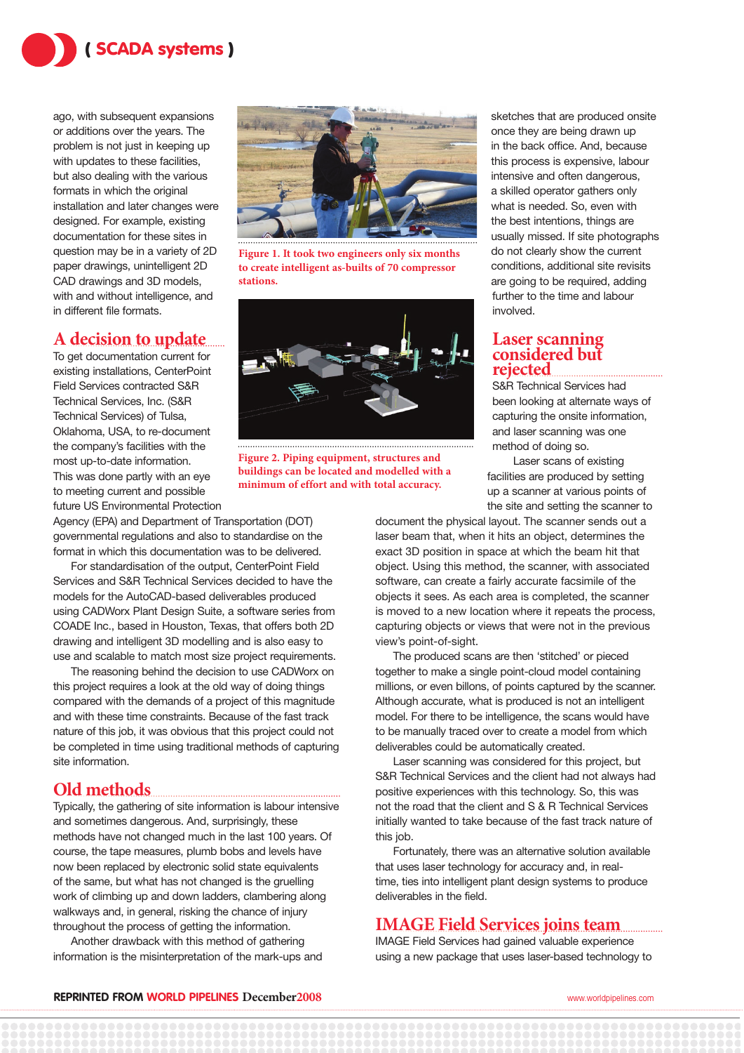ago, with subsequent expansions or additions over the years. The problem is not just in keeping up with updates to these facilities, but also dealing with the various formats in which the original installation and later changes were designed. For example, existing documentation for these sites in question may be in a variety of 2D paper drawings, unintelligent 2D CAD drawings and 3D models, with and without intelligence, and in different file formats.

## A decision to update

To get documentation current for existing installations, CenterPoint Field Services contracted S&R Technical Services, Inc. (S&R Technical Services) of Tulsa, Oklahoma, USA, to re-document the company's facilities with the most up-to-date information. This was done partly with an eye to meeting current and possible future US Environmental Protection Agency (EPA) and Department of Transportation (DOT) governmental regulations and also to standardise on the format in which this documentation was to be delivered.

For standardisation of the output, CenterPoint Field Services and S&R Technical Services decided to have the models for the AutoCAD-based deliverables produced using CADWorx Plant Design Suite, a software series from COADE Inc., based in Houston, Texas, that offers both 2D drawing and intelligent 3D modelling and is also easy to use and scalable to match most size project requirements.

The reasoning behind the decision to use CADWorx on this project requires a look at the old way of doing things compared with the demands of a project of this magnitude and with these time constraints. Because of the fast track nature of this job, it was obvious that this project could not be completed in time using traditional methods of capturing site information.

## Old methods

Typically, the gathering of site information is labour intensive and sometimes dangerous. And, surprisingly, these methods have not changed much in the last 100 years. Of course, the tape measures, plumb bobs and levels have now been replaced by electronic solid state equivalents of the same, but what has not changed is the gruelling work of climbing up and down ladders, clambering along walkways and, in general, risking the chance of injury throughout the process of getting the information.

Another drawback with this method of gathering information is the misinterpretation of the mark-ups and sketches that are produced onsite once they are being drawn up in the back office. And, because this process is expensive, labour intensive and often dangerous, a skilled operator gathers only what is needed. So, even with the best intentions, things are usually missed. If site photographs do not clearly show the current conditions, additional site revisits are going to be required, adding further to the time and labour involved.

**Figure 1. It took two engineers only six months to create intelligent as-builts of 70 compressor stations.**

**Figure 2. Piping equipment, structures and buildings can be located and modelled with a minimum of effort and with total accuracy.**

## Laser scanning considered but rejected

S&R Technical Services had been looking at alternate ways of capturing the onsite information, and laser scanning was one method of doing so.

Laser scans of existing facilities are produced by setting up a scanner at various points of the site and setting the scanner to document the physical layout. The scanner sends out a laser beam that, when it hits an object, determines the exact 3D position in space at which the beam hit that object. Using this method, the scanner, with associated software, can create a fairly accurate facsimile of the objects it sees. As each area is completed, the scanner is moved to a new location where it repeats the process, capturing objects or views that were not in the previous view's point-of-sight.

The produced scans are then 'stitched' or pieced together to make a single point-cloud model containing millions, or even billons, of points captured by the scanner. Although accurate, what is produced is not an intelligent model. For there to be intelligence, the scans would have to be manually traced over to create a model from which deliverables could be automatically created.

Laser scanning was considered for this project, but S&R Technical Services and the client had not always had positive experiences with this technology. So, this was not the road that the client and S & R Technical Services initially wanted to take because of the fast track nature of this job.

Fortunately, there was an alternative solution available that uses laser technology for accuracy and, in real-time, ties into intelligent plant design systems to produce deliverables in the field.

## IMAGE Field Services joins team

IMAGE Field Services had gained valuable experience using a new package that uses laser-based technology to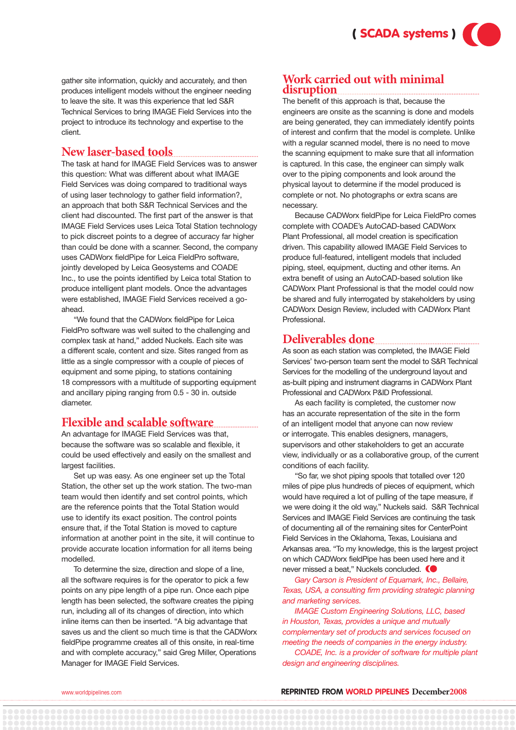gather site information, quickly and accurately, and then produces intelligent models without the engineer needing to leave the site. It was this experience that led S&R Technical Services to bring IMAGE Field Services into the project to introduce its technology and expertise to the client.

## New laser-based tools

The task at hand for IMAGE Field Services was to answer this question: What was different about what IMAGE Field Services was doing compared to traditional ways of using laser technology to gather field information?, an approach that both S&R Technical Services and the client had discounted. The first part of the answer is that IMAGE Field Services uses Leica Total Station technology to pick discreet points to a degree of accuracy far higher than could be done with a scanner. Second, the company uses CADWorx fieldPipe for Leica FieldPro software, jointly developed by Leica Geosystems and COADE Inc., to use the points identified by Leica total Station to produce intelligent plant models. Once the advantages were established, IMAGE Field Services received a go-ahead.

"We found that the CADWorx fieldPipe for Leica FieldPro software was well suited to the challenging and complex task at hand," added Nuckels. Each site was a different scale, content and size. Sites ranged from as little as a single compressor with a couple of pieces of equipment and some piping, to stations containing 18 compressors with a multitude of supporting equipment and ancillary piping ranging from 0.5 - 30 in. outside diameter.

## Flexible and scalable software

An advantage for IMAGE Field Services was that, because the software was so scalable and flexible, it could be used effectively and easily on the smallest and largest facilities.

Set up was easy. As one engineer set up the Total Station, the other set up the work station. The two-man team would then identify and set control points, which are the reference points that the Total Station would use to identify its exact position. The control points ensure that, if the Total Station is moved to capture information at another point in the site, it will continue to provide accurate location information for all items being modelled.

To determine the size, direction and slope of a line, all the software requires is for the operator to pick a few points on any pipe length of a pipe run. Once each pipe length has been selected, the software creates the piping run, including all of its changes of direction, into which inline items can then be inserted. "A big advantage that saves us and the client so much time is that the CADWorx fieldPipe programme creates all of this onsite, in real-time and with complete accuracy," said Greg Miller, Operations Manager for IMAGE Field Services.

## Work carried out with minimal disruption

The benefit of this approach is that, because the engineers are onsite as the scanning is done and models are being generated, they can immediately identify points of interest and confirm that the model is complete. Unlike with a regular scanned model, there is no need to move the scanning equipment to make sure that all information is captured. In this case, the engineer can simply walk over to the piping components and look around the physical layout to determine if the model produced is complete or not. No photographs or extra scans are necessary.

Because CADWorx fieldPipe for Leica FieldPro comes complete with COADE's AutoCAD-based CADWorx Plant Professional, all model creation is specification driven. This capability allowed IMAGE Field Services to produce full-featured, intelligent models that included piping, steel, equipment, ducting and other items. An extra benefit of using an AutoCAD-based solution like CADWorx Plant Professional is that the model could now be shared and fully interrogated by stakeholders by using CADWorx Design Review, included with CADWorx Plant Professional.

## Deliverables done

As soon as each station was completed, the IMAGE Field Services' two-person team sent the model to S&R Technical Services for the modelling of the underground layout and as-built piping and instrument diagrams in CADWorx Plant Professional and CADWorx P&ID Professional.

As each facility is completed, the customer now has an accurate representation of the site in the form of an intelligent model that anyone can now review or interrogate. This enables designers, managers, supervisors and other stakeholders to get an accurate view, individually or as a collaborative group, of the current conditions of each facility.

"So far, we shot piping spools that totalled over 120 miles of pipe plus hundreds of pieces of equipment, which would have required a lot of pulling of the tape measure, if we were doing it the old way," Nuckels said. S&R Technical Services and IMAGE Field Services are continuing the task of documenting all of the remaining sites for CenterPoint Field Services in the Oklahoma, Texas, Louisiana and Arkansas area. "To my knowledge, this is the largest project on which CADWorx fieldPipe has been used here and it never missed a beat," Nuckels concluded.

*Gary Carson is President of Equamark, Inc., Bellaire, Texas, USA, a consulting firm providing strategic planning and marketing services.*

*IMAGE Custom Engineering Solutions, LLC, based in Houston, Texas, provides a unique and mutually complementary set of products and services focused on meeting the needs of companies in the energy industry.*

*COADE, Inc. is a provider of software for multiple plant design and engineering disciplines.*